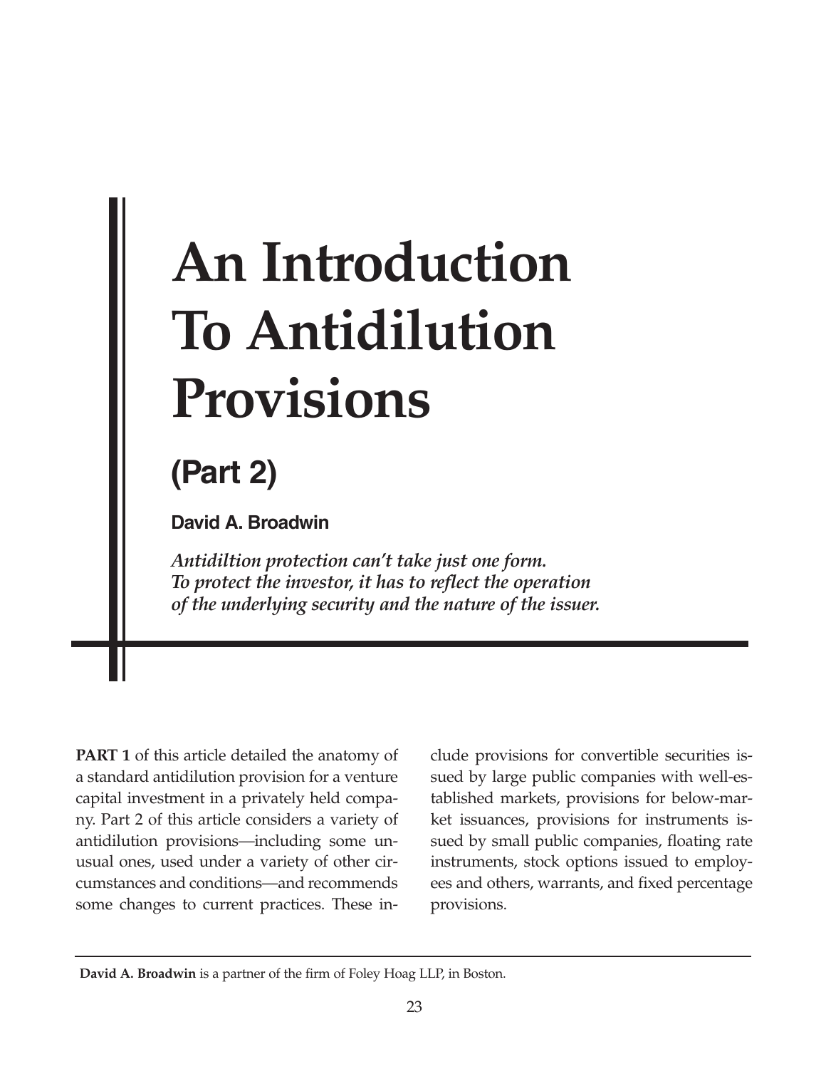# An Introduction To Antidilution Provisions

## (Part 2)

**David A. Broadwin**

***Antidiltion protection can't take just one form. To protect the investor, it has to reflect the operation of the underlying security and the nature of the issuer.***

**PART 1** of this article detailed the anatomy of a standard antidilution provision for a venture capital investment in a privately held company. Part 2 of this article considers a variety of antidilution provisions—including some unusual ones, used under a variety of other circumstances and conditions—and recommends some changes to current practices. These include provisions for convertible securities issued by large public companies with well-established markets, provisions for below-market issuances, provisions for instruments issued by small public companies, floating rate instruments, stock options issued to employees and others, warrants, and fixed percentage provisions.

---

**David A. Broadwin** is a partner of the firm of Foley Hoag LLP, in Boston.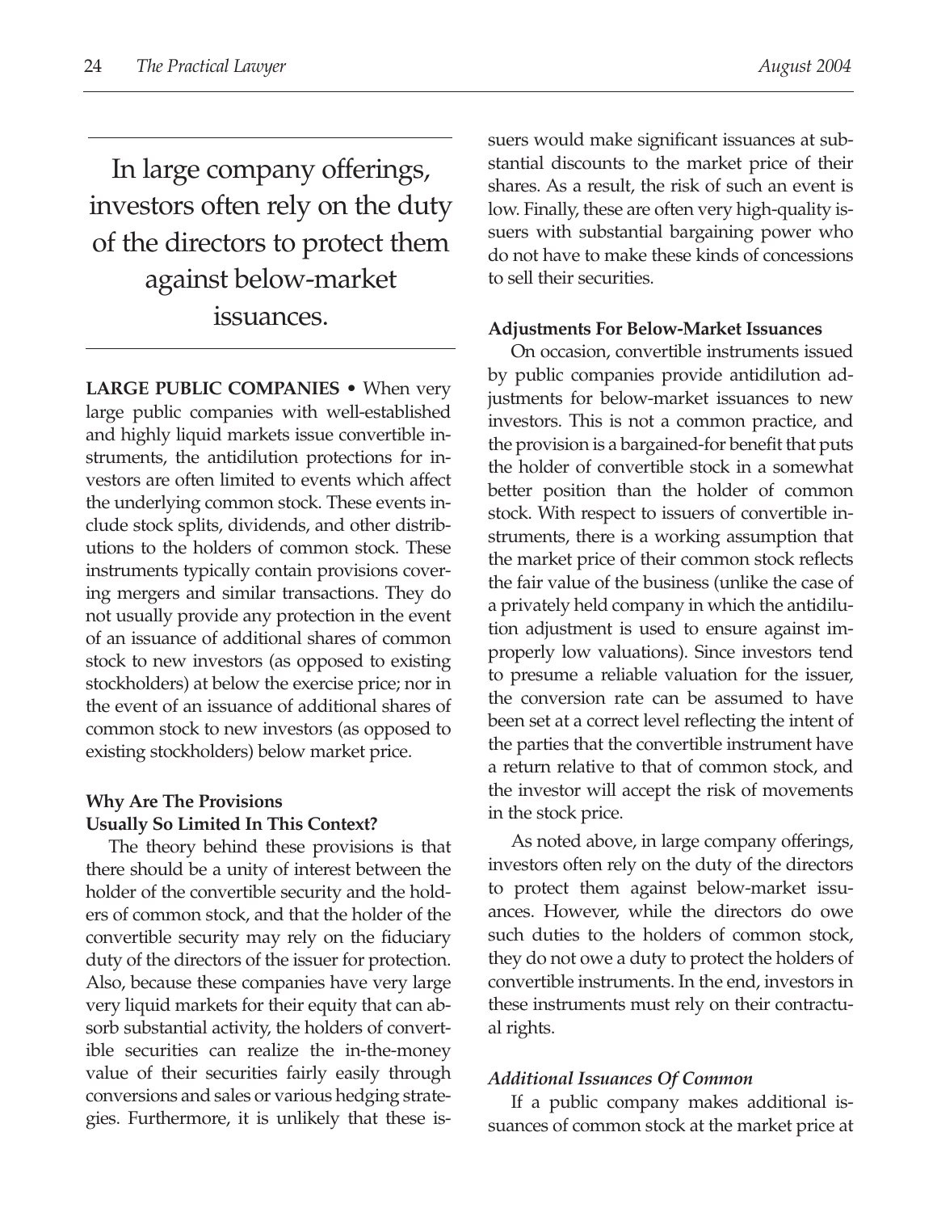> In large company offerings, investors often rely on the duty of the directors to protect them against below-market issuances.

**LARGE PUBLIC COMPANIES •** When very large public companies with well-established and highly liquid markets issue convertible instruments, the antidilution protections for investors are often limited to events which affect the underlying common stock. These events include stock splits, dividends, and other distributions to the holders of common stock. These instruments typically contain provisions covering mergers and similar transactions. They do not usually provide any protection in the event of an issuance of additional shares of common stock to new investors (as opposed to existing stockholders) at below the exercise price; nor in the event of an issuance of additional shares of common stock to new investors (as opposed to existing stockholders) below market price.

#### Why Are The Provisions Usually So Limited In This Context?

The theory behind these provisions is that there should be a unity of interest between the holder of the convertible security and the holders of common stock, and that the holder of the convertible security may rely on the fiduciary duty of the directors of the issuer for protection. Also, because these companies have very large very liquid markets for their equity that can absorb substantial activity, the holders of convertible securities can realize the in-the-money value of their securities fairly easily through conversions and sales or various hedging strategies. Furthermore, it is unlikely that these issuers would make significant issuances at substantial discounts to the market price of their shares. As a result, the risk of such an event is low. Finally, these are often very high-quality issuers with substantial bargaining power who do not have to make these kinds of concessions to sell their securities.

#### Adjustments For Below-Market Issuances

On occasion, convertible instruments issued by public companies provide antidilution adjustments for below-market issuances to new investors. This is not a common practice, and the provision is a bargained-for benefit that puts the holder of convertible stock in a somewhat better position than the holder of common stock. With respect to issuers of convertible instruments, there is a working assumption that the market price of their common stock reflects the fair value of the business (unlike the case of a privately held company in which the antidilution adjustment is used to ensure against improperly low valuations). Since investors tend to presume a reliable valuation for the issuer, the conversion rate can be assumed to have been set at a correct level reflecting the intent of the parties that the convertible instrument have a return relative to that of common stock, and the investor will accept the risk of movements in the stock price.

As noted above, in large company offerings, investors often rely on the duty of the directors to protect them against below-market issuances. However, while the directors do owe such duties to the holders of common stock, they do not owe a duty to protect the holders of convertible instruments. In the end, investors in these instruments must rely on their contractual rights.

#### *Additional Issuances Of Common*

If a public company makes additional issuances of common stock at the market price at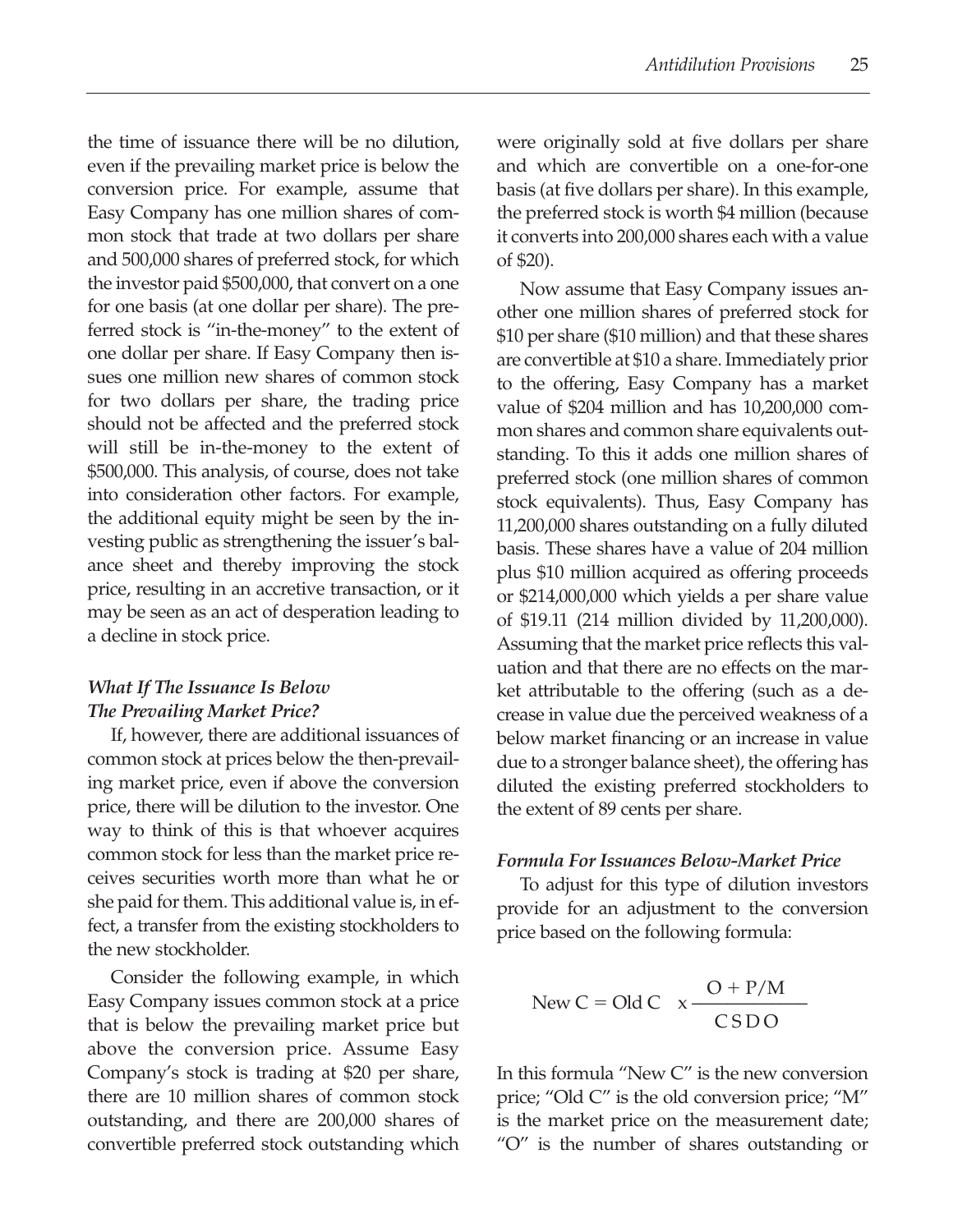the time of issuance there will be no dilution, even if the prevailing market price is below the conversion price. For example, assume that Easy Company has one million shares of common stock that trade at two dollars per share and 500,000 shares of preferred stock, for which the investor paid $500,000, that convert on a one for one basis (at one dollar per share). The preferred stock is "in-the-money" to the extent of one dollar per share. If Easy Company then issues one million new shares of common stock for two dollars per share, the trading price should not be affected and the preferred stock will still be in-the-money to the extent of $500,000. This analysis, of course, does not take into consideration other factors. For example, the additional equity might be seen by the investing public as strengthening the issuer's balance sheet and thereby improving the stock price, resulting in an accretive transaction, or it may be seen as an act of desperation leading to a decline in stock price.

### *What If The Issuance Is Below The Prevailing Market Price?*

If, however, there are additional issuances of common stock at prices below the then-prevailing market price, even if above the conversion price, there will be dilution to the investor. One way to think of this is that whoever acquires common stock for less than the market price receives securities worth more than what he or she paid for them. This additional value is, in effect, a transfer from the existing stockholders to the new stockholder.

Consider the following example, in which Easy Company issues common stock at a price that is below the prevailing market price but above the conversion price. Assume Easy Company's stock is trading at $20 per share, there are 10 million shares of common stock outstanding, and there are 200,000 shares of convertible preferred stock outstanding which were originally sold at five dollars per share and which are convertible on a one-for-one basis (at five dollars per share). In this example, the preferred stock is worth $4 million (because it converts into 200,000 shares each with a value of $20).

Now assume that Easy Company issues another one million shares of preferred stock for $10 per share ($10 million) and that these shares are convertible at $10 a share. Immediately prior to the offering, Easy Company has a market value of $204 million and has 10,200,000 common shares and common share equivalents outstanding. To this it adds one million shares of preferred stock (one million shares of common stock equivalents). Thus, Easy Company has 11,200,000 shares outstanding on a fully diluted basis. These shares have a value of 204 million plus $10 million acquired as offering proceeds or $214,000,000 which yields a per share value of $19.11 (214 million divided by 11,200,000). Assuming that the market price reflects this valuation and that there are no effects on the market attributable to the offering (such as a decrease in value due the perceived weakness of a below market financing or an increase in value due to a stronger balance sheet), the offering has diluted the existing preferred stockholders to the extent of 89 cents per share.

### *Formula For Issuances Below-Market Price*

To adjust for this type of dilution investors provide for an adjustment to the conversion price based on the following formula:

$$\text{New C} = \text{Old C} \quad \text{x} \; \frac{\text{O} + \text{P/M}}{\text{CSDO}}$$

In this formula "New C" is the new conversion price; "Old C" is the old conversion price; "M" is the market price on the measurement date; "O" is the number of shares outstanding or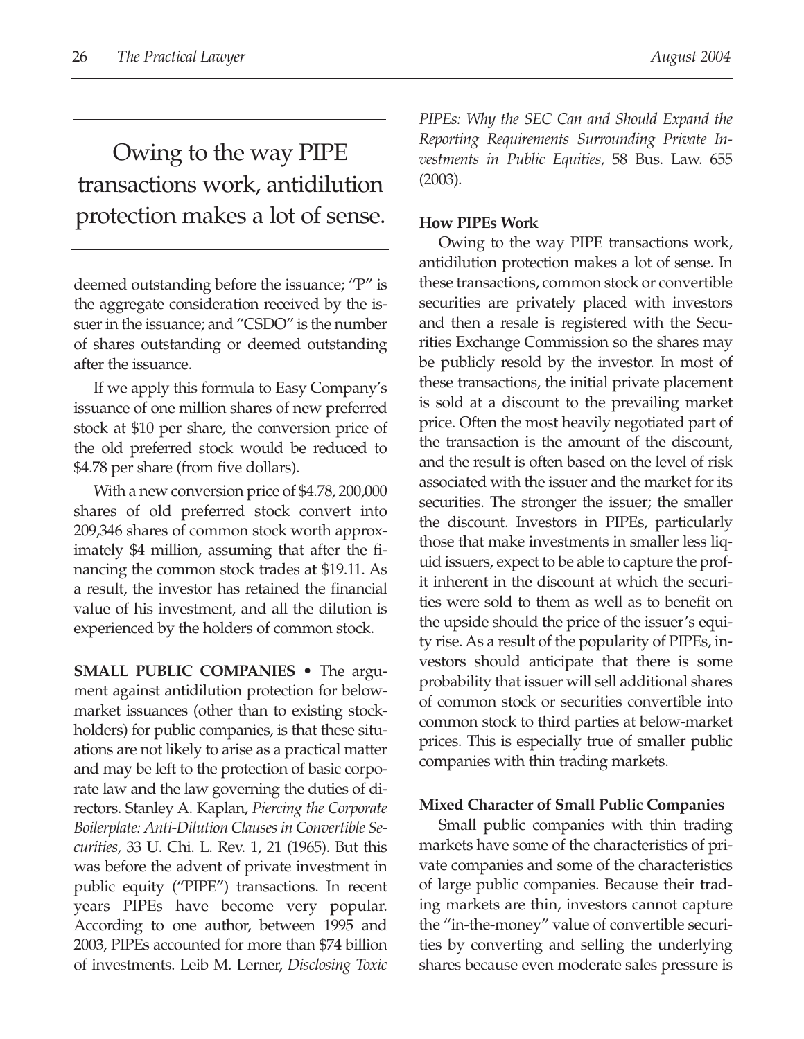Owing to the way PIPE transactions work, antidilution protection makes a lot of sense.

deemed outstanding before the issuance; "P" is the aggregate consideration received by the issuer in the issuance; and "CSDO" is the number of shares outstanding or deemed outstanding after the issuance.

If we apply this formula to Easy Company's issuance of one million shares of new preferred stock at $10 per share, the conversion price of the old preferred stock would be reduced to $4.78 per share (from five dollars).

With a new conversion price of $4.78, 200,000 shares of old preferred stock convert into 209,346 shares of common stock worth approximately $4 million, assuming that after the financing the common stock trades at $19.11. As a result, the investor has retained the financial value of his investment, and all the dilution is experienced by the holders of common stock.

**SMALL PUBLIC COMPANIES** • The argument against antidilution protection for below-market issuances (other than to existing stockholders) for public companies, is that these situations are not likely to arise as a practical matter and may be left to the protection of basic corporate law and the law governing the duties of directors. Stanley A. Kaplan, *Piercing the Corporate Boilerplate: Anti-Dilution Clauses in Convertible Securities,* 33 U. Chi. L. Rev. 1, 21 (1965). But this was before the advent of private investment in public equity ("PIPE") transactions. In recent years PIPEs have become very popular. According to one author, between 1995 and 2003, PIPEs accounted for more than $74 billion of investments. Leib M. Lerner, *Disclosing Toxic PIPEs: Why the SEC Can and Should Expand the Reporting Requirements Surrounding Private Investments in Public Equities,* 58 Bus. Law. 655 (2003).

**How PIPEs Work**

Owing to the way PIPE transactions work, antidilution protection makes a lot of sense. In these transactions, common stock or convertible securities are privately placed with investors and then a resale is registered with the Securities Exchange Commission so the shares may be publicly resold by the investor. In most of these transactions, the initial private placement is sold at a discount to the prevailing market price. Often the most heavily negotiated part of the transaction is the amount of the discount, and the result is often based on the level of risk associated with the issuer and the market for its securities. The stronger the issuer; the smaller the discount. Investors in PIPEs, particularly those that make investments in smaller less liquid issuers, expect to be able to capture the profit inherent in the discount at which the securities were sold to them as well as to benefit on the upside should the price of the issuer's equity rise. As a result of the popularity of PIPEs, investors should anticipate that there is some probability that issuer will sell additional shares of common stock or securities convertible into common stock to third parties at below-market prices. This is especially true of smaller public companies with thin trading markets.

**Mixed Character of Small Public Companies**

Small public companies with thin trading markets have some of the characteristics of private companies and some of the characteristics of large public companies. Because their trading markets are thin, investors cannot capture the "in-the-money" value of convertible securities by converting and selling the underlying shares because even moderate sales pressure is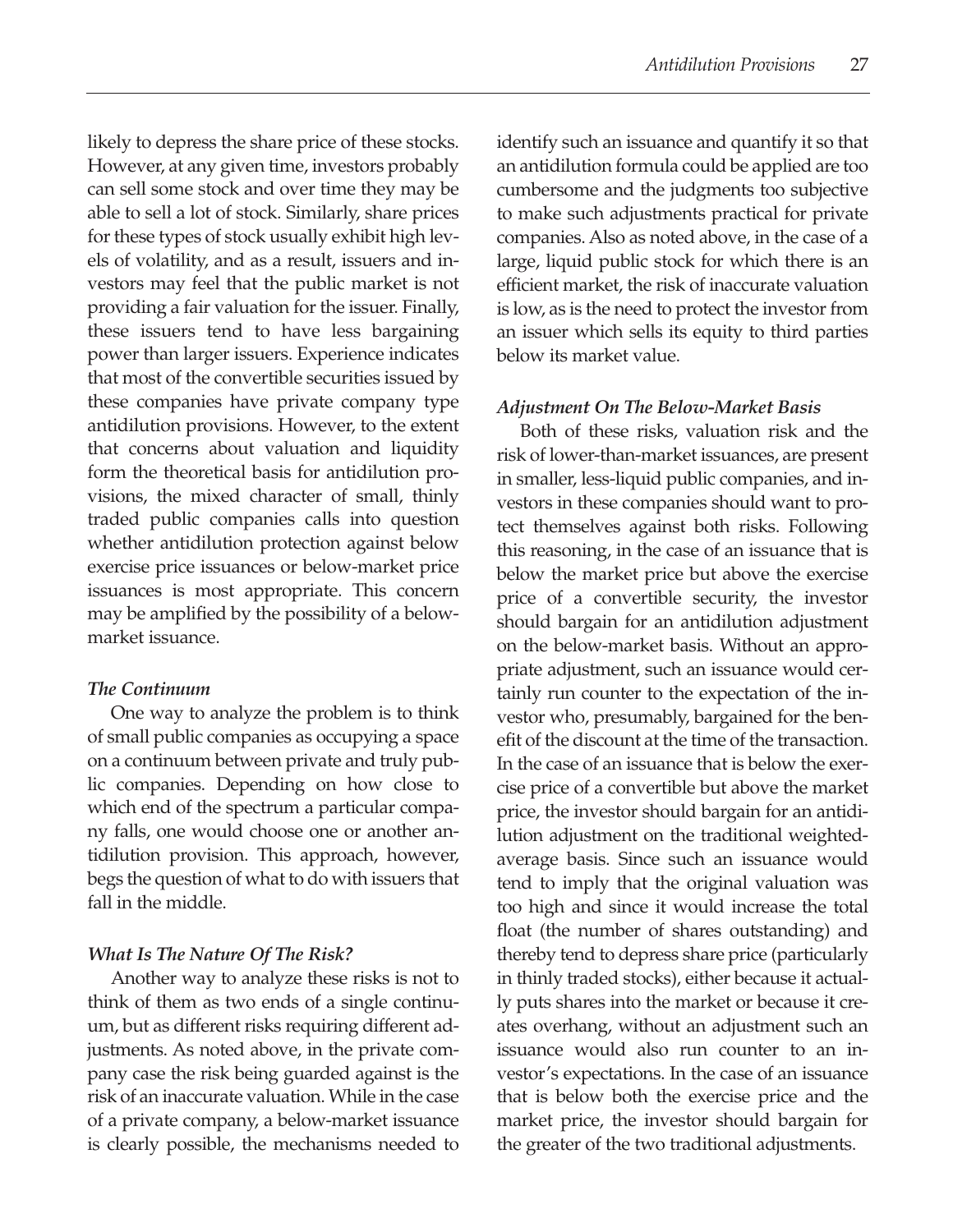likely to depress the share price of these stocks. However, at any given time, investors probably can sell some stock and over time they may be able to sell a lot of stock. Similarly, share prices for these types of stock usually exhibit high levels of volatility, and as a result, issuers and investors may feel that the public market is not providing a fair valuation for the issuer. Finally, these issuers tend to have less bargaining power than larger issuers. Experience indicates that most of the convertible securities issued by these companies have private company type antidilution provisions. However, to the extent that concerns about valuation and liquidity form the theoretical basis for antidilution provisions, the mixed character of small, thinly traded public companies calls into question whether antidilution protection against below exercise price issuances or below-market price issuances is most appropriate. This concern may be amplified by the possibility of a below-market issuance.

### *The Continuum*

One way to analyze the problem is to think of small public companies as occupying a space on a continuum between private and truly public companies. Depending on how close to which end of the spectrum a particular company falls, one would choose one or another antidilution provision. This approach, however, begs the question of what to do with issuers that fall in the middle.

### *What Is The Nature Of The Risk?*

Another way to analyze these risks is not to think of them as two ends of a single continuum, but as different risks requiring different adjustments. As noted above, in the private company case the risk being guarded against is the risk of an inaccurate valuation. While in the case of a private company, a below-market issuance is clearly possible, the mechanisms needed to identify such an issuance and quantify it so that an antidilution formula could be applied are too cumbersome and the judgments too subjective to make such adjustments practical for private companies. Also as noted above, in the case of a large, liquid public stock for which there is an efficient market, the risk of inaccurate valuation is low, as is the need to protect the investor from an issuer which sells its equity to third parties below its market value.

### *Adjustment On The Below-Market Basis*

Both of these risks, valuation risk and the risk of lower-than-market issuances, are present in smaller, less-liquid public companies, and investors in these companies should want to protect themselves against both risks. Following this reasoning, in the case of an issuance that is below the market price but above the exercise price of a convertible security, the investor should bargain for an antidilution adjustment on the below-market basis. Without an appropriate adjustment, such an issuance would certainly run counter to the expectation of the investor who, presumably, bargained for the benefit of the discount at the time of the transaction. In the case of an issuance that is below the exercise price of a convertible but above the market price, the investor should bargain for an antidilution adjustment on the traditional weighted-average basis. Since such an issuance would tend to imply that the original valuation was too high and since it would increase the total float (the number of shares outstanding) and thereby tend to depress share price (particularly in thinly traded stocks), either because it actually puts shares into the market or because it creates overhang, without an adjustment such an issuance would also run counter to an investor's expectations. In the case of an issuance that is below both the exercise price and the market price, the investor should bargain for the greater of the two traditional adjustments.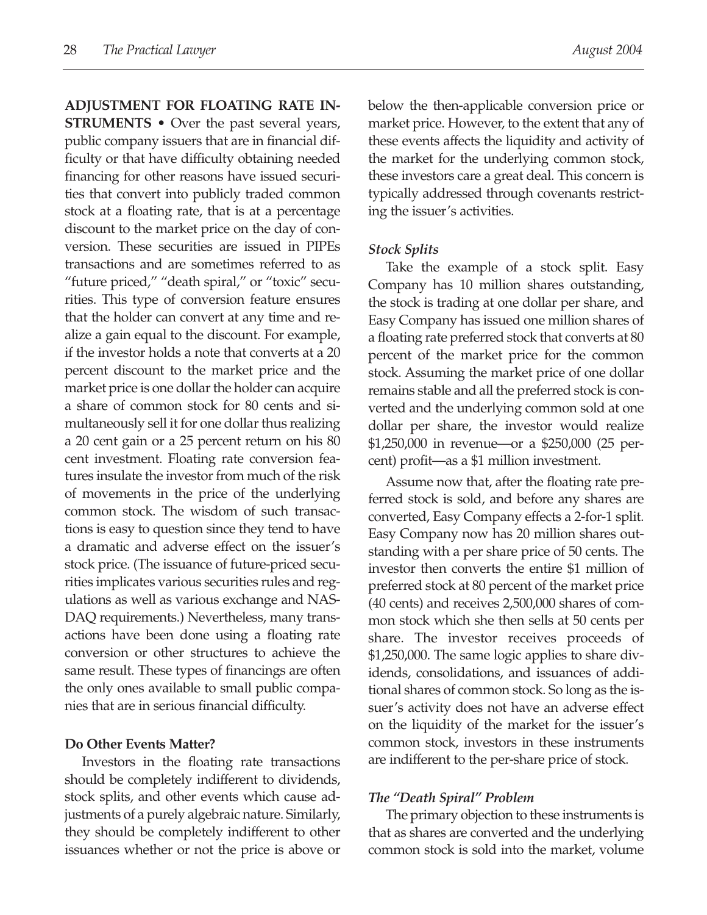**ADJUSTMENT FOR FLOATING RATE INSTRUMENTS** • Over the past several years, public company issuers that are in financial difficulty or that have difficulty obtaining needed financing for other reasons have issued securities that convert into publicly traded common stock at a floating rate, that is at a percentage discount to the market price on the day of conversion. These securities are issued in PIPEs transactions and are sometimes referred to as "future priced," "death spiral," or "toxic" securities. This type of conversion feature ensures that the holder can convert at any time and realize a gain equal to the discount. For example, if the investor holds a note that converts at a 20 percent discount to the market price and the market price is one dollar the holder can acquire a share of common stock for 80 cents and simultaneously sell it for one dollar thus realizing a 20 cent gain or a 25 percent return on his 80 cent investment. Floating rate conversion features insulate the investor from much of the risk of movements in the price of the underlying common stock. The wisdom of such transactions is easy to question since they tend to have a dramatic and adverse effect on the issuer's stock price. (The issuance of future-priced securities implicates various securities rules and regulations as well as various exchange and NASDAQ requirements.) Nevertheless, many transactions have been done using a floating rate conversion or other structures to achieve the same result. These types of financings are often the only ones available to small public companies that are in serious financial difficulty.

**Do Other Events Matter?**

Investors in the floating rate transactions should be completely indifferent to dividends, stock splits, and other events which cause adjustments of a purely algebraic nature. Similarly, they should be completely indifferent to other issuances whether or not the price is above or below the then-applicable conversion price or market price. However, to the extent that any of these events affects the liquidity and activity of the market for the underlying common stock, these investors care a great deal. This concern is typically addressed through covenants restricting the issuer's activities.

***Stock Splits***

Take the example of a stock split. Easy Company has 10 million shares outstanding, the stock is trading at one dollar per share, and Easy Company has issued one million shares of a floating rate preferred stock that converts at 80 percent of the market price for the common stock. Assuming the market price of one dollar remains stable and all the preferred stock is converted and the underlying common sold at one dollar per share, the investor would realize $1,250,000 in revenue—or a $250,000 (25 percent) profit—as a $1 million investment.

Assume now that, after the floating rate preferred stock is sold, and before any shares are converted, Easy Company effects a 2-for-1 split. Easy Company now has 20 million shares outstanding with a per share price of 50 cents. The investor then converts the entire $1 million of preferred stock at 80 percent of the market price (40 cents) and receives 2,500,000 shares of common stock which she then sells at 50 cents per share. The investor receives proceeds of $1,250,000. The same logic applies to share dividends, consolidations, and issuances of additional shares of common stock. So long as the issuer's activity does not have an adverse effect on the liquidity of the market for the issuer's common stock, investors in these instruments are indifferent to the per-share price of stock.

***The "Death Spiral" Problem***

The primary objection to these instruments is that as shares are converted and the underlying common stock is sold into the market, volume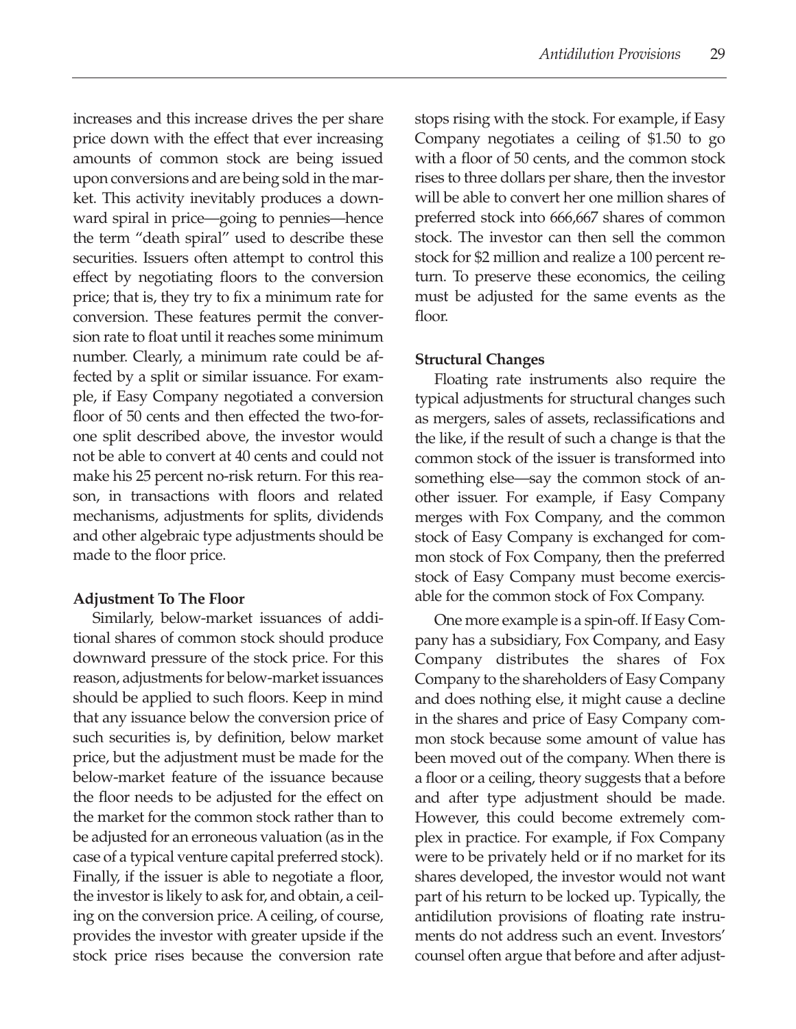increases and this increase drives the per share price down with the effect that ever increasing amounts of common stock are being issued upon conversions and are being sold in the market. This activity inevitably produces a downward spiral in price—going to pennies—hence the term "death spiral" used to describe these securities. Issuers often attempt to control this effect by negotiating floors to the conversion price; that is, they try to fix a minimum rate for conversion. These features permit the conversion rate to float until it reaches some minimum number. Clearly, a minimum rate could be affected by a split or similar issuance. For example, if Easy Company negotiated a conversion floor of 50 cents and then effected the two-for-one split described above, the investor would not be able to convert at 40 cents and could not make his 25 percent no-risk return. For this reason, in transactions with floors and related mechanisms, adjustments for splits, dividends and other algebraic type adjustments should be made to the floor price.

### Adjustment To The Floor

Similarly, below-market issuances of additional shares of common stock should produce downward pressure of the stock price. For this reason, adjustments for below-market issuances should be applied to such floors. Keep in mind that any issuance below the conversion price of such securities is, by definition, below market price, but the adjustment must be made for the below-market feature of the issuance because the floor needs to be adjusted for the effect on the market for the common stock rather than to be adjusted for an erroneous valuation (as in the case of a typical venture capital preferred stock). Finally, if the issuer is able to negotiate a floor, the investor is likely to ask for, and obtain, a ceiling on the conversion price. A ceiling, of course, provides the investor with greater upside if the stock price rises because the conversion rate stops rising with the stock. For example, if Easy Company negotiates a ceiling of $1.50 to go with a floor of 50 cents, and the common stock rises to three dollars per share, then the investor will be able to convert her one million shares of preferred stock into 666,667 shares of common stock. The investor can then sell the common stock for $2 million and realize a 100 percent return. To preserve these economics, the ceiling must be adjusted for the same events as the floor.

### Structural Changes

Floating rate instruments also require the typical adjustments for structural changes such as mergers, sales of assets, reclassifications and the like, if the result of such a change is that the common stock of the issuer is transformed into something else—say the common stock of another issuer. For example, if Easy Company merges with Fox Company, and the common stock of Easy Company is exchanged for common stock of Fox Company, then the preferred stock of Easy Company must become exercisable for the common stock of Fox Company.

One more example is a spin-off. If Easy Company has a subsidiary, Fox Company, and Easy Company distributes the shares of Fox Company to the shareholders of Easy Company and does nothing else, it might cause a decline in the shares and price of Easy Company common stock because some amount of value has been moved out of the company. When there is a floor or a ceiling, theory suggests that a before and after type adjustment should be made. However, this could become extremely complex in practice. For example, if Fox Company were to be privately held or if no market for its shares developed, the investor would not want part of his return to be locked up. Typically, the antidilution provisions of floating rate instruments do not address such an event. Investors' counsel often argue that before and after adjust-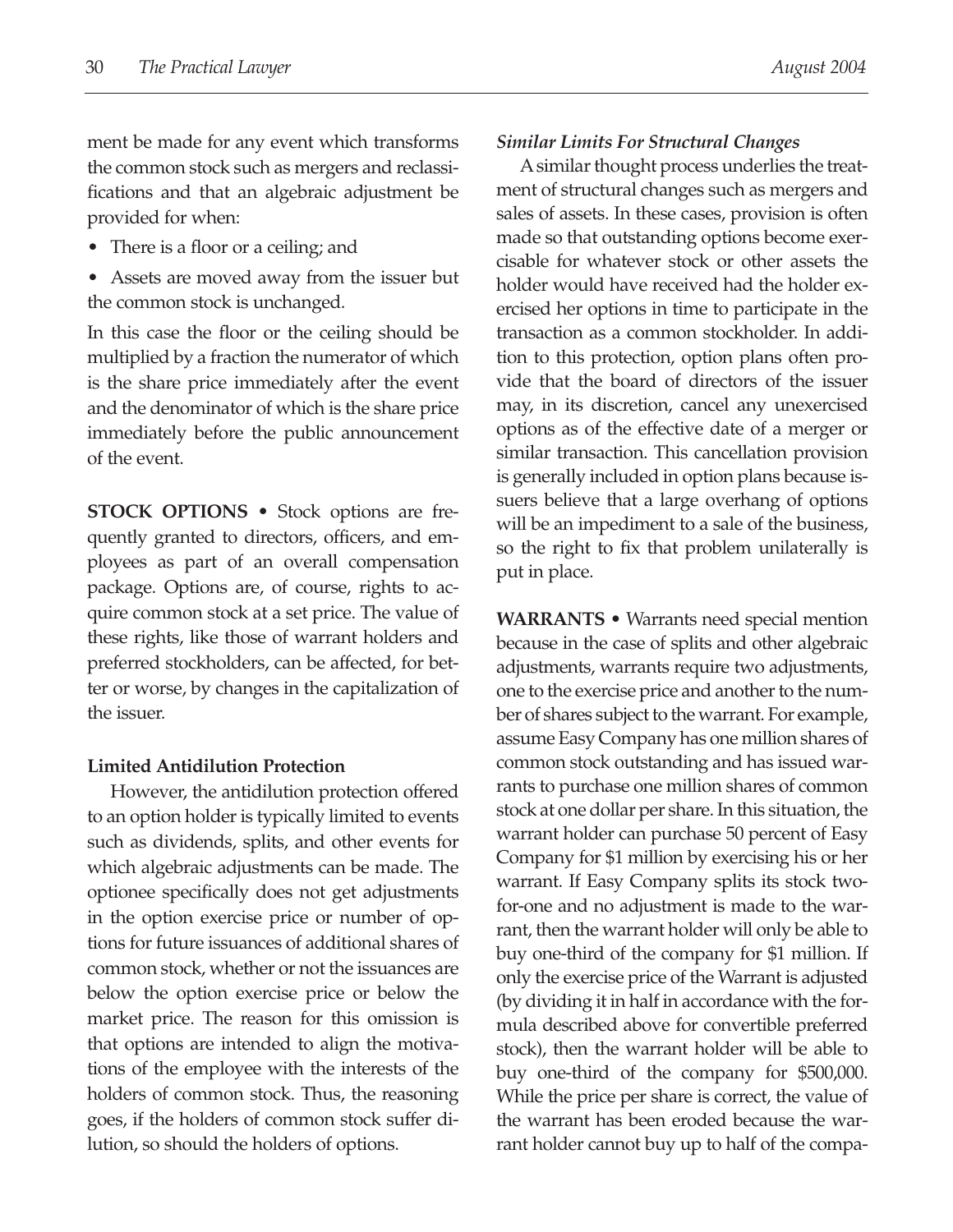ment be made for any event which transforms the common stock such as mergers and reclassifications and that an algebraic adjustment be provided for when:

- There is a floor or a ceiling; and
- Assets are moved away from the issuer but the common stock is unchanged.

In this case the floor or the ceiling should be multiplied by a fraction the numerator of which is the share price immediately after the event and the denominator of which is the share price immediately before the public announcement of the event.

**STOCK OPTIONS** • Stock options are frequently granted to directors, officers, and employees as part of an overall compensation package. Options are, of course, rights to acquire common stock at a set price. The value of these rights, like those of warrant holders and preferred stockholders, can be affected, for better or worse, by changes in the capitalization of the issuer.

### Limited Antidilution Protection

However, the antidilution protection offered to an option holder is typically limited to events such as dividends, splits, and other events for which algebraic adjustments can be made. The optionee specifically does not get adjustments in the option exercise price or number of options for future issuances of additional shares of common stock, whether or not the issuances are below the option exercise price or below the market price. The reason for this omission is that options are intended to align the motivations of the employee with the interests of the holders of common stock. Thus, the reasoning goes, if the holders of common stock suffer dilution, so should the holders of options.

### *Similar Limits For Structural Changes*

A similar thought process underlies the treatment of structural changes such as mergers and sales of assets. In these cases, provision is often made so that outstanding options become exercisable for whatever stock or other assets the holder would have received had the holder exercised her options in time to participate in the transaction as a common stockholder. In addition to this protection, option plans often provide that the board of directors of the issuer may, in its discretion, cancel any unexercised options as of the effective date of a merger or similar transaction. This cancellation provision is generally included in option plans because issuers believe that a large overhang of options will be an impediment to a sale of the business, so the right to fix that problem unilaterally is put in place.

**WARRANTS** • Warrants need special mention because in the case of splits and other algebraic adjustments, warrants require two adjustments, one to the exercise price and another to the number of shares subject to the warrant. For example, assume Easy Company has one million shares of common stock outstanding and has issued warrants to purchase one million shares of common stock at one dollar per share. In this situation, the warrant holder can purchase 50 percent of Easy Company for $1 million by exercising his or her warrant. If Easy Company splits its stock two-for-one and no adjustment is made to the warrant, then the warrant holder will only be able to buy one-third of the company for $1 million. If only the exercise price of the Warrant is adjusted (by dividing it in half in accordance with the formula described above for convertible preferred stock), then the warrant holder will be able to buy one-third of the company for $500,000. While the price per share is correct, the value of the warrant has been eroded because the warrant holder cannot buy up to half of the compa-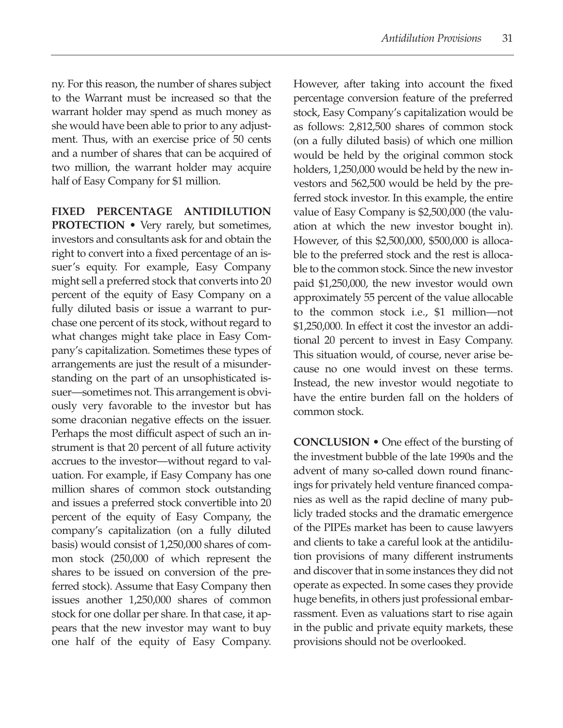ny. For this reason, the number of shares subject to the Warrant must be increased so that the warrant holder may spend as much money as she would have been able to prior to any adjustment. Thus, with an exercise price of 50 cents and a number of shares that can be acquired of two million, the warrant holder may acquire half of Easy Company for $1 million.

**FIXED PERCENTAGE ANTIDILUTION PROTECTION** • Very rarely, but sometimes, investors and consultants ask for and obtain the right to convert into a fixed percentage of an issuer's equity. For example, Easy Company might sell a preferred stock that converts into 20 percent of the equity of Easy Company on a fully diluted basis or issue a warrant to purchase one percent of its stock, without regard to what changes might take place in Easy Company's capitalization. Sometimes these types of arrangements are just the result of a misunderstanding on the part of an unsophisticated issuer—sometimes not. This arrangement is obviously very favorable to the investor but has some draconian negative effects on the issuer. Perhaps the most difficult aspect of such an instrument is that 20 percent of all future activity accrues to the investor—without regard to valuation. For example, if Easy Company has one million shares of common stock outstanding and issues a preferred stock convertible into 20 percent of the equity of Easy Company, the company's capitalization (on a fully diluted basis) would consist of 1,250,000 shares of common stock (250,000 of which represent the shares to be issued on conversion of the preferred stock). Assume that Easy Company then issues another 1,250,000 shares of common stock for one dollar per share. In that case, it appears that the new investor may want to buy one half of the equity of Easy Company. However, after taking into account the fixed percentage conversion feature of the preferred stock, Easy Company's capitalization would be as follows: 2,812,500 shares of common stock (on a fully diluted basis) of which one million would be held by the original common stock holders, 1,250,000 would be held by the new investors and 562,500 would be held by the preferred stock investor. In this example, the entire value of Easy Company is $2,500,000 (the valuation at which the new investor bought in). However, of this $2,500,000, $500,000 is allocable to the preferred stock and the rest is allocable to the common stock. Since the new investor paid $1,250,000, the new investor would own approximately 55 percent of the value allocable to the common stock i.e., $1 million—not $1,250,000. In effect it cost the investor an additional 20 percent to invest in Easy Company. This situation would, of course, never arise because no one would invest on these terms. Instead, the new investor would negotiate to have the entire burden fall on the holders of common stock.

**CONCLUSION** • One effect of the bursting of the investment bubble of the late 1990s and the advent of many so-called down round financings for privately held venture financed companies as well as the rapid decline of many publicly traded stocks and the dramatic emergence of the PIPEs market has been to cause lawyers and clients to take a careful look at the antidilution provisions of many different instruments and discover that in some instances they did not operate as expected. In some cases they provide huge benefits, in others just professional embarrassment. Even as valuations start to rise again in the public and private equity markets, these provisions should not be overlooked.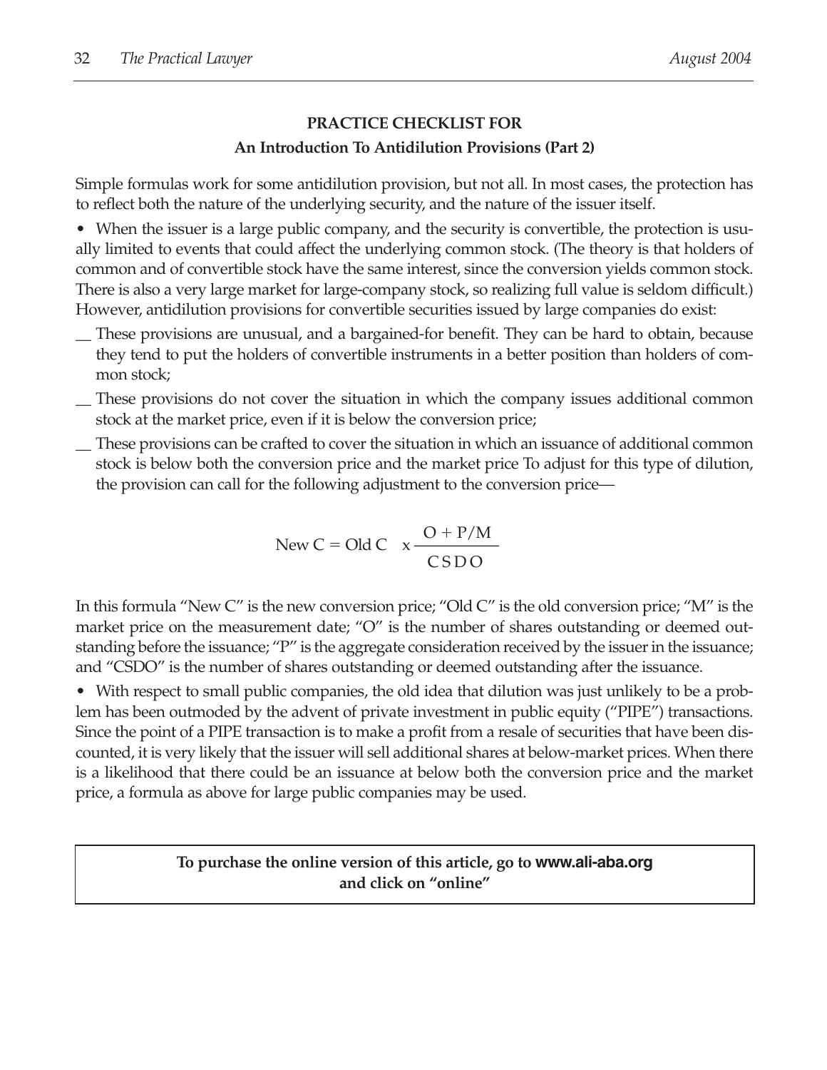## PRACTICE CHECKLIST FOR

### An Introduction To Antidilution Provisions (Part 2)

Simple formulas work for some antidilution provision, but not all. In most cases, the protection has to reflect both the nature of the underlying security, and the nature of the issuer itself.

• When the issuer is a large public company, and the security is convertible, the protection is usually limited to events that could affect the underlying common stock. (The theory is that holders of common and of convertible stock have the same interest, since the conversion yields common stock. There is also a very large market for large-company stock, so realizing full value is seldom difficult.) However, antidilution provisions for convertible securities issued by large companies do exist:

__ These provisions are unusual, and a bargained-for benefit. They can be hard to obtain, because they tend to put the holders of convertible instruments in a better position than holders of common stock;

__ These provisions do not cover the situation in which the company issues additional common stock at the market price, even if it is below the conversion price;

__ These provisions can be crafted to cover the situation in which an issuance of additional common stock is below both the conversion price and the market price To adjust for this type of dilution, the provision can call for the following adjustment to the conversion price—

$$\text{New C} = \text{Old C} \quad x \, \frac{\text{O} + \text{P/M}}{\text{CSDO}}$$

In this formula "New C" is the new conversion price; "Old C" is the old conversion price; "M" is the market price on the measurement date; "O" is the number of shares outstanding or deemed outstanding before the issuance; "P" is the aggregate consideration received by the issuer in the issuance; and "CSDO" is the number of shares outstanding or deemed outstanding after the issuance.

• With respect to small public companies, the old idea that dilution was just unlikely to be a problem has been outmoded by the advent of private investment in public equity ("PIPE") transactions. Since the point of a PIPE transaction is to make a profit from a resale of securities that have been discounted, it is very likely that the issuer will sell additional shares at below-market prices. When there is a likelihood that there could be an issuance at below both the conversion price and the market price, a formula as above for large public companies may be used.

**To purchase the online version of this article, go to www.ali-aba.org and click on "online"**